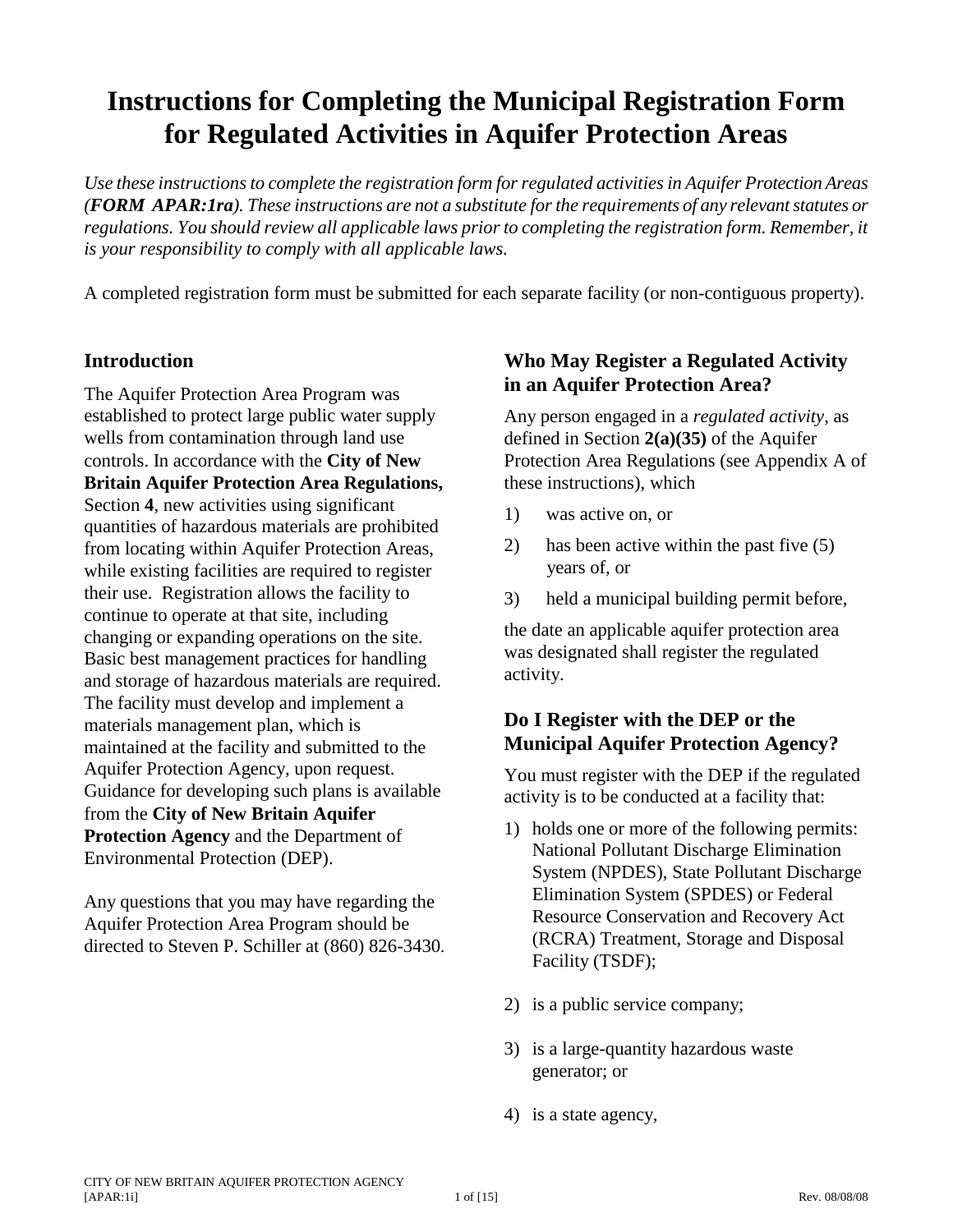# Instructions for Completing the Municipal Registration Form for Regulated Activities in Aquifer Protection Areas

*Use these instructions to complete the registration form for regulated activities in Aquifer Protection Areas (**FORM APAR:1ra**). These instructions are not a substitute for the requirements of any relevant statutes or regulations. You should review all applicable laws prior to completing the registration form. Remember, it is your responsibility to comply with all applicable laws.*

A completed registration form must be submitted for each separate facility (or non-contiguous property).

## Introduction

The Aquifer Protection Area Program was established to protect large public water supply wells from contamination through land use controls. In accordance with the **City of New Britain Aquifer Protection Area Regulations,** Section **4**, new activities using significant quantities of hazardous materials are prohibited from locating within Aquifer Protection Areas, while existing facilities are required to register their use. Registration allows the facility to continue to operate at that site, including changing or expanding operations on the site. Basic best management practices for handling and storage of hazardous materials are required. The facility must develop and implement a materials management plan, which is maintained at the facility and submitted to the Aquifer Protection Agency, upon request. Guidance for developing such plans is available from the **City of New Britain Aquifer Protection Agency** and the Department of Environmental Protection (DEP).

Any questions that you may have regarding the Aquifer Protection Area Program should be directed to Steven P. Schiller at (860) 826-3430.

## Who May Register a Regulated Activity in an Aquifer Protection Area?

Any person engaged in a *regulated activity*, as defined in Section **2(a)(35)** of the Aquifer Protection Area Regulations (see Appendix A of these instructions), which

1) was active on, or
2) has been active within the past five (5) years of, or
3) held a municipal building permit before,

the date an applicable aquifer protection area was designated shall register the regulated activity.

## Do I Register with the DEP or the Municipal Aquifer Protection Agency?

You must register with the DEP if the regulated activity is to be conducted at a facility that:

1) holds one or more of the following permits: National Pollutant Discharge Elimination System (NPDES), State Pollutant Discharge Elimination System (SPDES) or Federal Resource Conservation and Recovery Act (RCRA) Treatment, Storage and Disposal Facility (TSDF);
2) is a public service company;
3) is a large-quantity hazardous waste generator; or
4) is a state agency,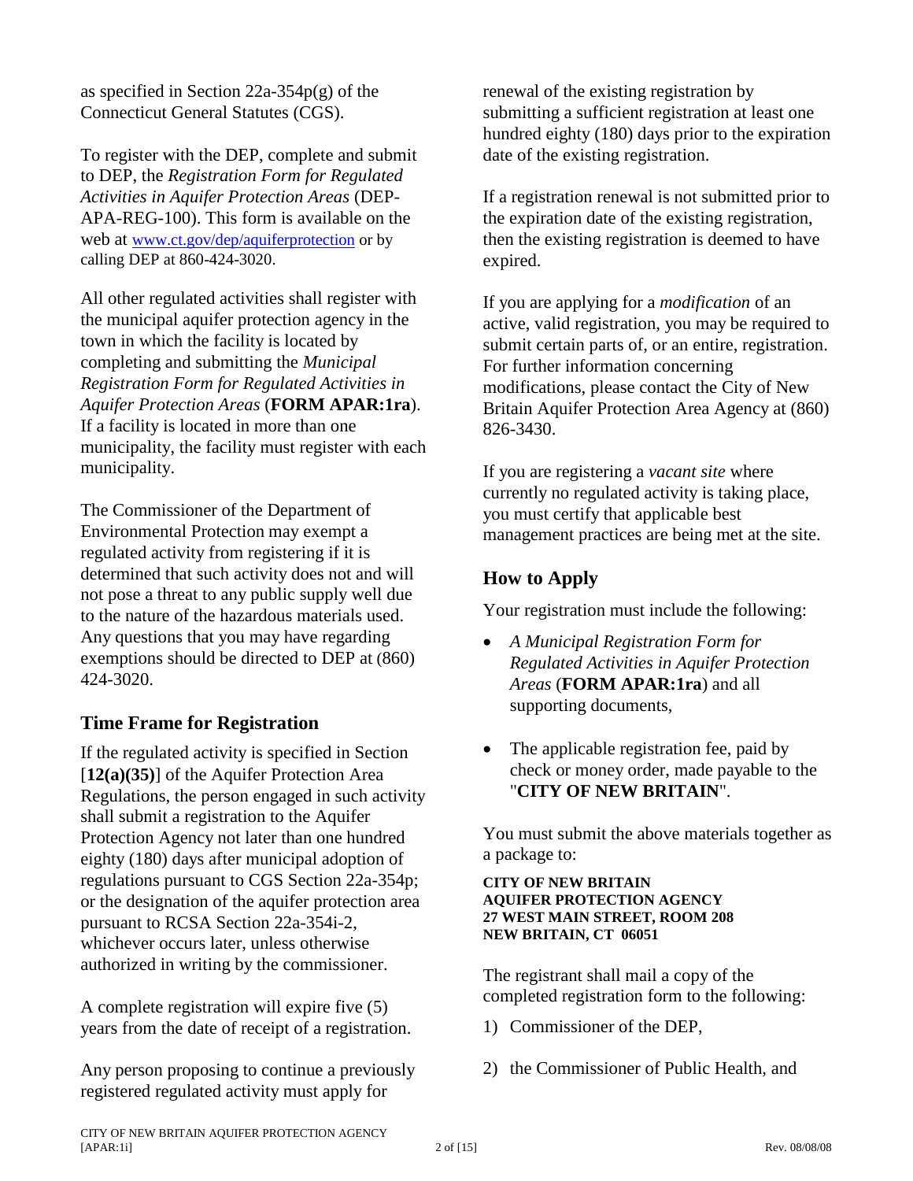as specified in Section 22a-354p(g) of the Connecticut General Statutes (CGS).

To register with the DEP, complete and submit to DEP, the *Registration Form for Regulated Activities in Aquifer Protection Areas* (DEP-APA-REG-100). This form is available on the web at www.ct.gov/dep/aquiferprotection or by calling DEP at 860-424-3020.

All other regulated activities shall register with the municipal aquifer protection agency in the town in which the facility is located by completing and submitting the *Municipal Registration Form for Regulated Activities in Aquifer Protection Areas* (**FORM APAR:1ra**). If a facility is located in more than one municipality, the facility must register with each municipality.

The Commissioner of the Department of Environmental Protection may exempt a regulated activity from registering if it is determined that such activity does not and will not pose a threat to any public supply well due to the nature of the hazardous materials used. Any questions that you may have regarding exemptions should be directed to DEP at (860) 424-3020.

## Time Frame for Registration

If the regulated activity is specified in Section [**12(a)(35)**] of the Aquifer Protection Area Regulations, the person engaged in such activity shall submit a registration to the Aquifer Protection Agency not later than one hundred eighty (180) days after municipal adoption of regulations pursuant to CGS Section 22a-354p; or the designation of the aquifer protection area pursuant to RCSA Section 22a-354i-2, whichever occurs later, unless otherwise authorized in writing by the commissioner.

A complete registration will expire five (5) years from the date of receipt of a registration.

Any person proposing to continue a previously registered regulated activity must apply for renewal of the existing registration by submitting a sufficient registration at least one hundred eighty (180) days prior to the expiration date of the existing registration.

If a registration renewal is not submitted prior to the expiration date of the existing registration, then the existing registration is deemed to have expired.

If you are applying for a *modification* of an active, valid registration, you may be required to submit certain parts of, or an entire, registration. For further information concerning modifications, please contact the City of New Britain Aquifer Protection Area Agency at (860) 826-3430.

If you are registering a *vacant site* where currently no regulated activity is taking place, you must certify that applicable best management practices are being met at the site.

## How to Apply

Your registration must include the following:

- *A Municipal Registration Form for Regulated Activities in Aquifer Protection Areas* (**FORM APAR:1ra**) and all supporting documents,
- The applicable registration fee, paid by check or money order, made payable to the "**CITY OF NEW BRITAIN**".

You must submit the above materials together as a package to:

**CITY OF NEW BRITAIN**
**AQUIFER PROTECTION AGENCY**
**27 WEST MAIN STREET, ROOM 208**
**NEW BRITAIN, CT 06051**

The registrant shall mail a copy of the completed registration form to the following:

1) Commissioner of the DEP,
2) the Commissioner of Public Health, and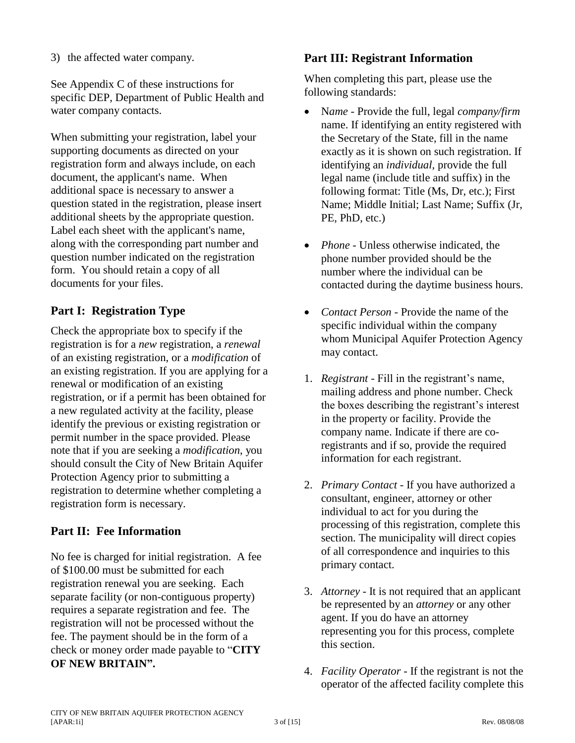3) the affected water company.

See Appendix C of these instructions for specific DEP, Department of Public Health and water company contacts.

When submitting your registration, label your supporting documents as directed on your registration form and always include, on each document, the applicant's name. When additional space is necessary to answer a question stated in the registration, please insert additional sheets by the appropriate question. Label each sheet with the applicant's name, along with the corresponding part number and question number indicated on the registration form. You should retain a copy of all documents for your files.

## Part I: Registration Type

Check the appropriate box to specify if the registration is for a *new* registration, a *renewal* of an existing registration, or a *modification* of an existing registration. If you are applying for a renewal or modification of an existing registration, or if a permit has been obtained for a new regulated activity at the facility, please identify the previous or existing registration or permit number in the space provided. Please note that if you are seeking a *modification*, you should consult the City of New Britain Aquifer Protection Agency prior to submitting a registration to determine whether completing a registration form is necessary.

## Part II: Fee Information

No fee is charged for initial registration. A fee of $100.00 must be submitted for each registration renewal you are seeking. Each separate facility (or non-contiguous property) requires a separate registration and fee. The registration will not be processed without the fee. The payment should be in the form of a check or money order made payable to "**CITY OF NEW BRITAIN".**

## Part III: Registrant Information

When completing this part, please use the following standards:

- N*ame* - Provide the full, legal *company/firm* name. If identifying an entity registered with the Secretary of the State, fill in the name exactly as it is shown on such registration. If identifying an *individual*, provide the full legal name (include title and suffix) in the following format: Title (Ms, Dr, etc.); First Name; Middle Initial; Last Name; Suffix (Jr, PE, PhD, etc.)
- *Phone* - Unless otherwise indicated, the phone number provided should be the number where the individual can be contacted during the daytime business hours.
- *Contact Person* - Provide the name of the specific individual within the company whom Municipal Aquifer Protection Agency may contact.

1. *Registrant* - Fill in the registrant's name, mailing address and phone number. Check the boxes describing the registrant's interest in the property or facility. Provide the company name. Indicate if there are co-registrants and if so, provide the required information for each registrant.
2. *Primary Contact* - If you have authorized a consultant, engineer, attorney or other individual to act for you during the processing of this registration, complete this section. The municipality will direct copies of all correspondence and inquiries to this primary contact.
3. *Attorney* - It is not required that an applicant be represented by an *attorney* or any other agent. If you do have an attorney representing you for this process, complete this section.
4. *Facility Operator* - If the registrant is not the operator of the affected facility complete this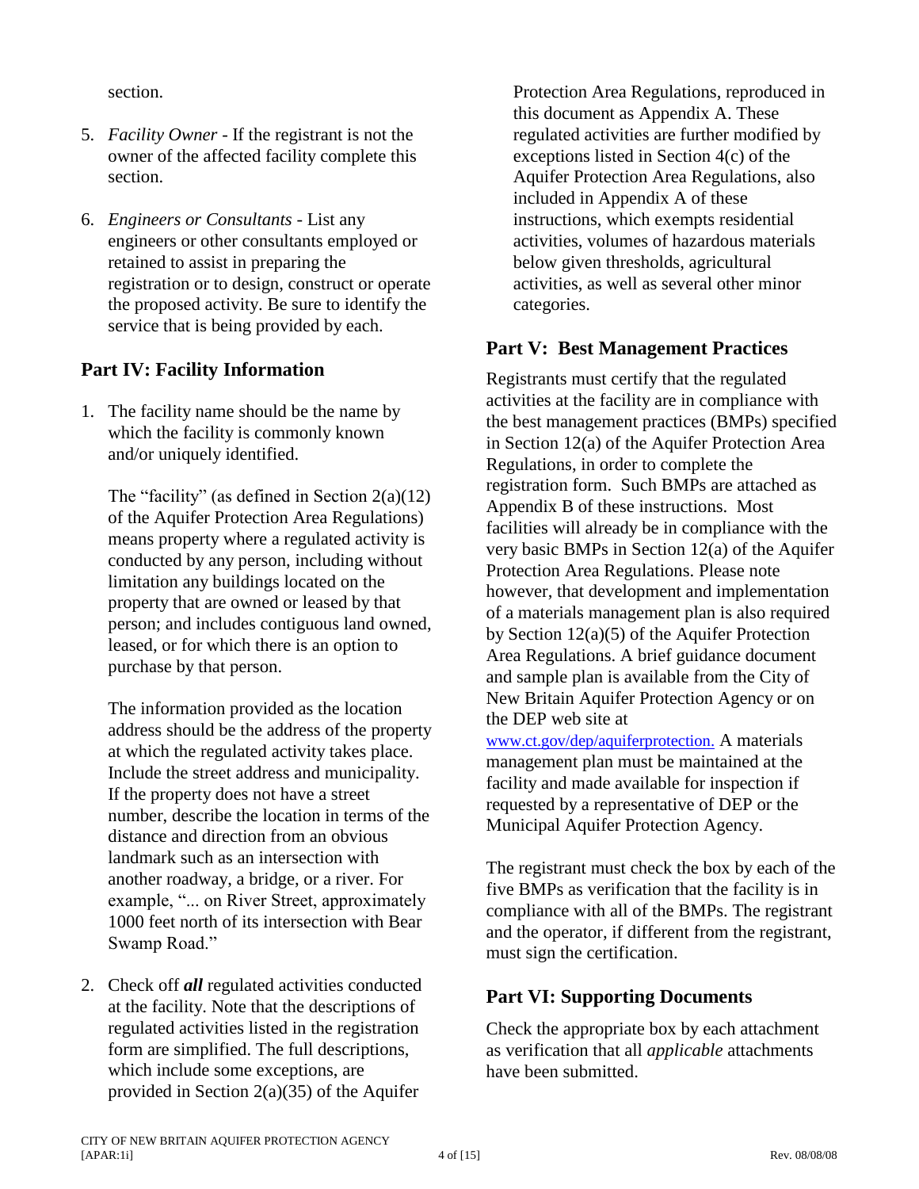section.

5. *Facility Owner* - If the registrant is not the owner of the affected facility complete this section.

6. *Engineers or Consultants* - List any engineers or other consultants employed or retained to assist in preparing the registration or to design, construct or operate the proposed activity. Be sure to identify the service that is being provided by each.

## Part IV: Facility Information

1. The facility name should be the name by which the facility is commonly known and/or uniquely identified.

   The "facility" (as defined in Section 2(a)(12) of the Aquifer Protection Area Regulations) means property where a regulated activity is conducted by any person, including without limitation any buildings located on the property that are owned or leased by that person; and includes contiguous land owned, leased, or for which there is an option to purchase by that person.

   The information provided as the location address should be the address of the property at which the regulated activity takes place. Include the street address and municipality. If the property does not have a street number, describe the location in terms of the distance and direction from an obvious landmark such as an intersection with another roadway, a bridge, or a river. For example, "... on River Street, approximately 1000 feet north of its intersection with Bear Swamp Road."

2. Check off ***all*** regulated activities conducted at the facility. Note that the descriptions of regulated activities listed in the registration form are simplified. The full descriptions, which include some exceptions, are provided in Section 2(a)(35) of the Aquifer Protection Area Regulations, reproduced in this document as Appendix A. These regulated activities are further modified by exceptions listed in Section 4(c) of the Aquifer Protection Area Regulations, also included in Appendix A of these instructions, which exempts residential activities, volumes of hazardous materials below given thresholds, agricultural activities, as well as several other minor categories.

## Part V: Best Management Practices

Registrants must certify that the regulated activities at the facility are in compliance with the best management practices (BMPs) specified in Section 12(a) of the Aquifer Protection Area Regulations, in order to complete the registration form. Such BMPs are attached as Appendix B of these instructions. Most facilities will already be in compliance with the very basic BMPs in Section 12(a) of the Aquifer Protection Area Regulations. Please note however, that development and implementation of a materials management plan is also required by Section 12(a)(5) of the Aquifer Protection Area Regulations. A brief guidance document and sample plan is available from the City of New Britain Aquifer Protection Agency or on the DEP web site at www.ct.gov/dep/aquiferprotection. A materials management plan must be maintained at the facility and made available for inspection if requested by a representative of DEP or the Municipal Aquifer Protection Agency.

The registrant must check the box by each of the five BMPs as verification that the facility is in compliance with all of the BMPs. The registrant and the operator, if different from the registrant, must sign the certification.

## Part VI: Supporting Documents

Check the appropriate box by each attachment as verification that all *applicable* attachments have been submitted.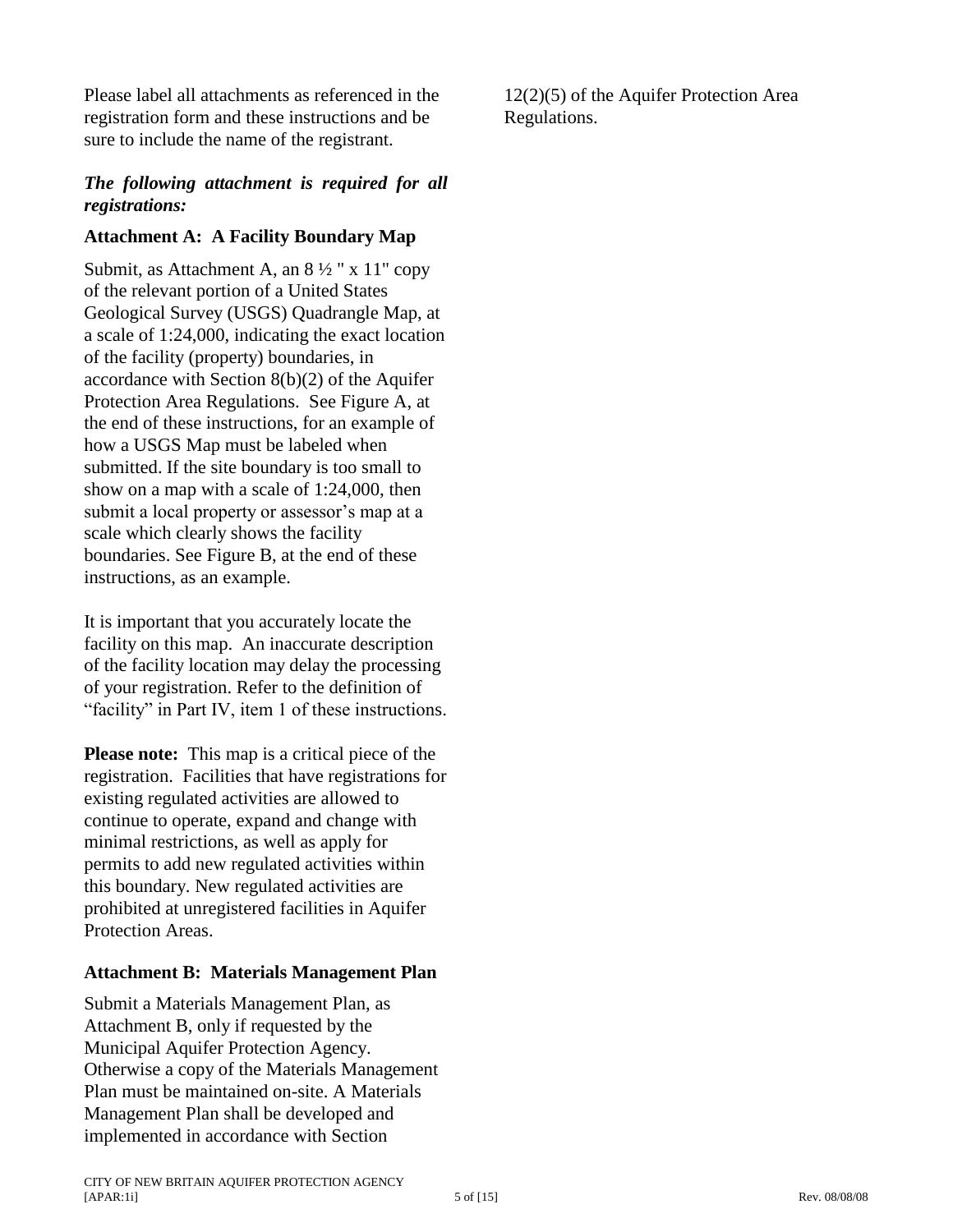Please label all attachments as referenced in the registration form and these instructions and be sure to include the name of the registrant.

***The following attachment is required for all registrations:***

**Attachment A: A Facility Boundary Map**

Submit, as Attachment A, an 8 ½ " x 11" copy of the relevant portion of a United States Geological Survey (USGS) Quadrangle Map, at a scale of 1:24,000, indicating the exact location of the facility (property) boundaries, in accordance with Section 8(b)(2) of the Aquifer Protection Area Regulations. See Figure A, at the end of these instructions, for an example of how a USGS Map must be labeled when submitted. If the site boundary is too small to show on a map with a scale of 1:24,000, then submit a local property or assessor's map at a scale which clearly shows the facility boundaries. See Figure B, at the end of these instructions, as an example.

It is important that you accurately locate the facility on this map. An inaccurate description of the facility location may delay the processing of your registration. Refer to the definition of "facility" in Part IV, item 1 of these instructions.

**Please note:** This map is a critical piece of the registration. Facilities that have registrations for existing regulated activities are allowed to continue to operate, expand and change with minimal restrictions, as well as apply for permits to add new regulated activities within this boundary. New regulated activities are prohibited at unregistered facilities in Aquifer Protection Areas.

**Attachment B: Materials Management Plan**

Submit a Materials Management Plan, as Attachment B, only if requested by the Municipal Aquifer Protection Agency. Otherwise a copy of the Materials Management Plan must be maintained on-site. A Materials Management Plan shall be developed and implemented in accordance with Section 12(2)(5) of the Aquifer Protection Area Regulations.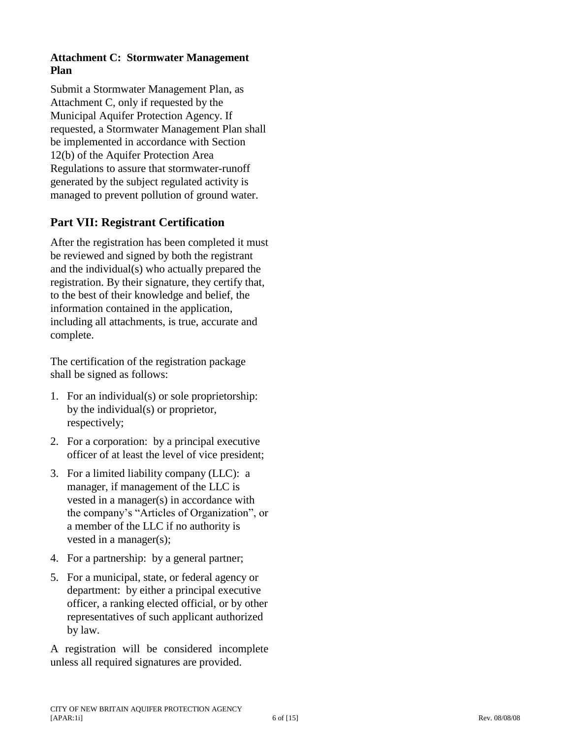**Attachment C: Stormwater Management Plan**

Submit a Stormwater Management Plan, as Attachment C, only if requested by the Municipal Aquifer Protection Agency. If requested, a Stormwater Management Plan shall be implemented in accordance with Section 12(b) of the Aquifer Protection Area Regulations to assure that stormwater-runoff generated by the subject regulated activity is managed to prevent pollution of ground water.

## Part VII: Registrant Certification

After the registration has been completed it must be reviewed and signed by both the registrant and the individual(s) who actually prepared the registration. By their signature, they certify that, to the best of their knowledge and belief, the information contained in the application, including all attachments, is true, accurate and complete.

The certification of the registration package shall be signed as follows:

1. For an individual(s) or sole proprietorship: by the individual(s) or proprietor, respectively;
2. For a corporation: by a principal executive officer of at least the level of vice president;
3. For a limited liability company (LLC): a manager, if management of the LLC is vested in a manager(s) in accordance with the company's "Articles of Organization", or a member of the LLC if no authority is vested in a manager(s);
4. For a partnership: by a general partner;
5. For a municipal, state, or federal agency or department: by either a principal executive officer, a ranking elected official, or by other representatives of such applicant authorized by law.

A registration will be considered incomplete unless all required signatures are provided.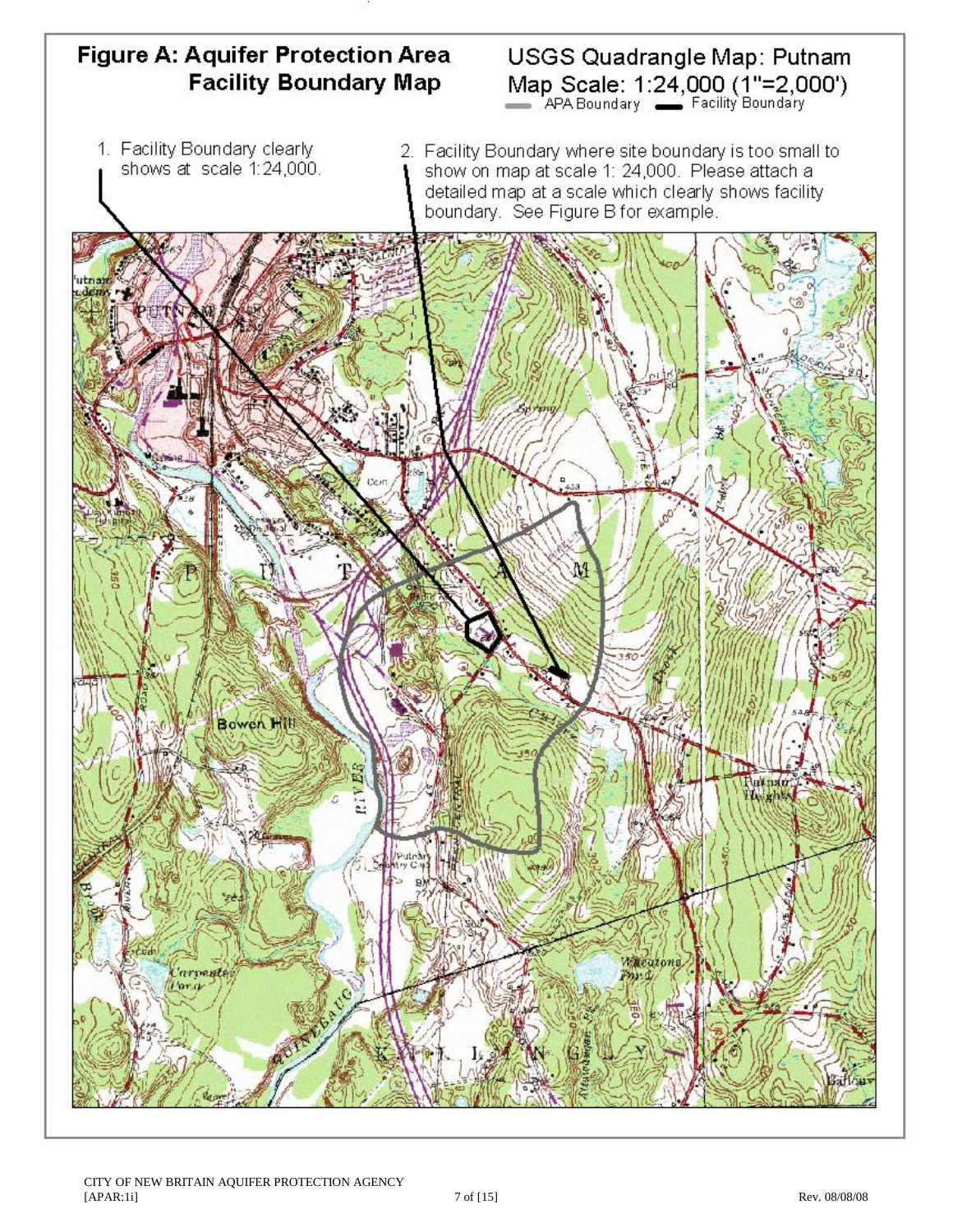# Figure A: Aquifer Protection Area Facility Boundary Map

USGS Quadrangle Map: Putnam
Map Scale: 1:24,000 (1"=2,000')

APA Boundary — Facility Boundary

1. Facility Boundary clearly shows at scale 1:24,000.
2. Facility Boundary where site boundary is too small to show on map at scale 1: 24,000. Please attach a detailed map at a scale which clearly shows facility boundary. See Figure B for example.

CITY OF NEW BRITAIN AQUIFER PROTECTION AGENCY
[APAR:1i]

Rev. 08/08/08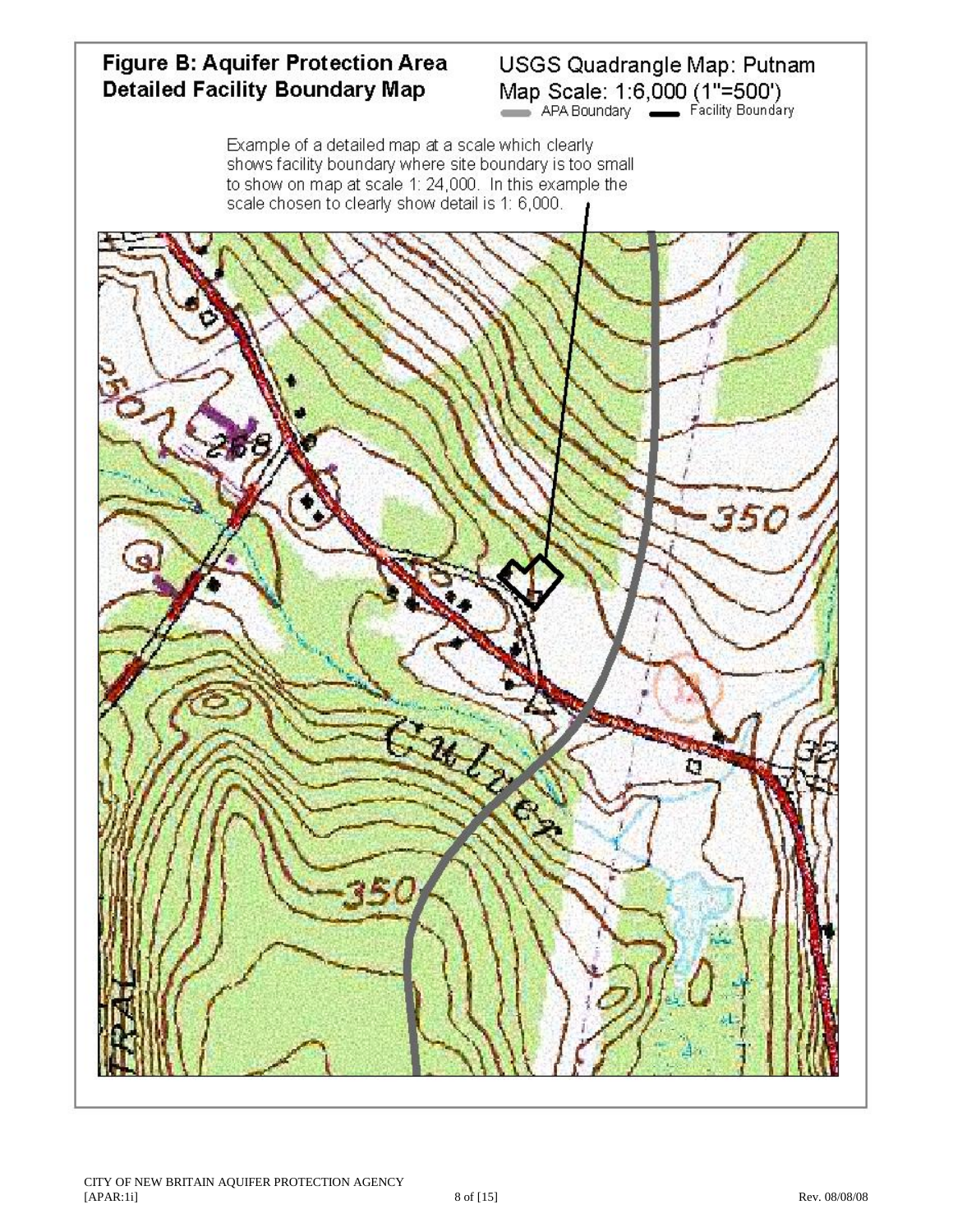**Figure B: Aquifer Protection Area Detailed Facility Boundary Map**

USGS Quadrangle Map: Putnam
Map Scale: 1:6,000 (1"=500')
APA Boundary — Facility Boundary

Example of a detailed map at a scale which clearly shows facility boundary where site boundary is too small to show on map at scale 1: 24,000. In this example the scale chosen to clearly show detail is 1: 6,000.

CITY OF NEW BRITAIN AQUIFER PROTECTION AGENCY
[APAR:1i] Rev. 08/08/08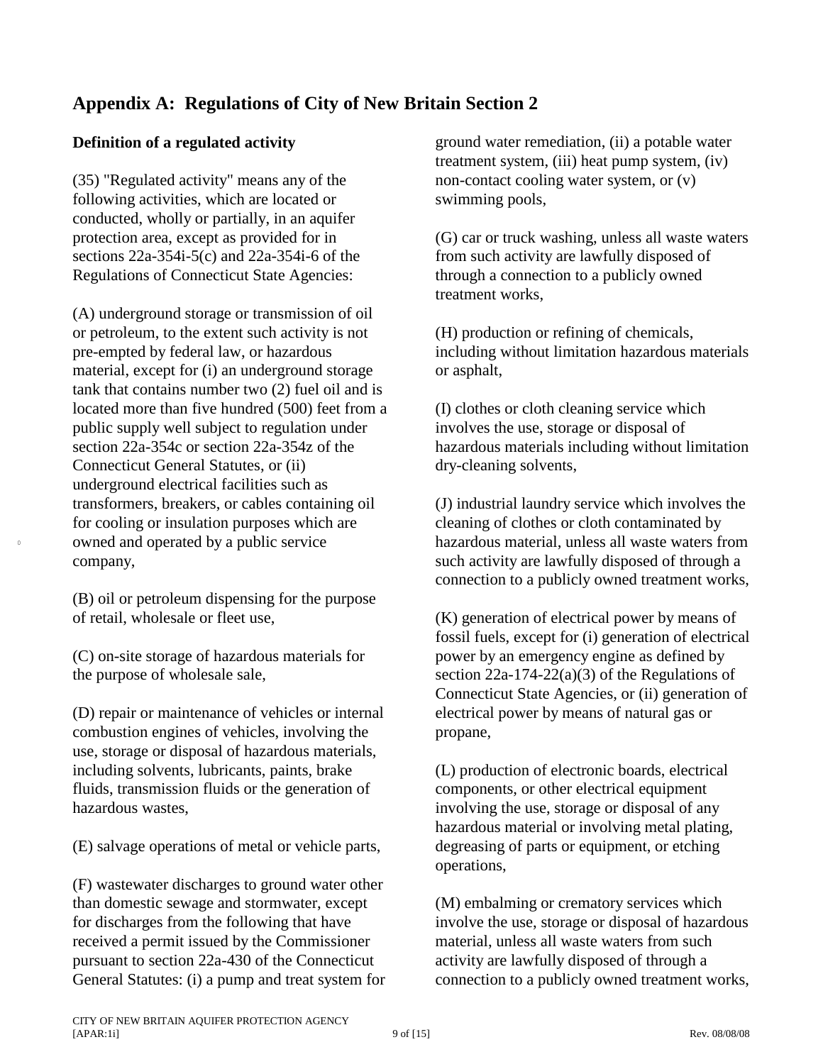## Appendix A: Regulations of City of New Britain Section 2

**Definition of a regulated activity**

(35) "Regulated activity" means any of the following activities, which are located or conducted, wholly or partially, in an aquifer protection area, except as provided for in sections 22a-354i-5(c) and 22a-354i-6 of the Regulations of Connecticut State Agencies:

(A) underground storage or transmission of oil or petroleum, to the extent such activity is not pre-empted by federal law, or hazardous material, except for (i) an underground storage tank that contains number two (2) fuel oil and is located more than five hundred (500) feet from a public supply well subject to regulation under section 22a-354c or section 22a-354z of the Connecticut General Statutes, or (ii) underground electrical facilities such as transformers, breakers, or cables containing oil for cooling or insulation purposes which are owned and operated by a public service company,

(B) oil or petroleum dispensing for the purpose of retail, wholesale or fleet use,

(C) on-site storage of hazardous materials for the purpose of wholesale sale,

(D) repair or maintenance of vehicles or internal combustion engines of vehicles, involving the use, storage or disposal of hazardous materials, including solvents, lubricants, paints, brake fluids, transmission fluids or the generation of hazardous wastes,

(E) salvage operations of metal or vehicle parts,

(F) wastewater discharges to ground water other than domestic sewage and stormwater, except for discharges from the following that have received a permit issued by the Commissioner pursuant to section 22a-430 of the Connecticut General Statutes: (i) a pump and treat system for ground water remediation, (ii) a potable water treatment system, (iii) heat pump system, (iv) non-contact cooling water system, or (v) swimming pools,

(G) car or truck washing, unless all waste waters from such activity are lawfully disposed of through a connection to a publicly owned treatment works,

(H) production or refining of chemicals, including without limitation hazardous materials or asphalt,

(I) clothes or cloth cleaning service which involves the use, storage or disposal of hazardous materials including without limitation dry-cleaning solvents,

(J) industrial laundry service which involves the cleaning of clothes or cloth contaminated by hazardous material, unless all waste waters from such activity are lawfully disposed of through a connection to a publicly owned treatment works,

(K) generation of electrical power by means of fossil fuels, except for (i) generation of electrical power by an emergency engine as defined by section 22a-174-22(a)(3) of the Regulations of Connecticut State Agencies, or (ii) generation of electrical power by means of natural gas or propane,

(L) production of electronic boards, electrical components, or other electrical equipment involving the use, storage or disposal of any hazardous material or involving metal plating, degreasing of parts or equipment, or etching operations,

(M) embalming or crematory services which involve the use, storage or disposal of hazardous material, unless all waste waters from such activity are lawfully disposed of through a connection to a publicly owned treatment works,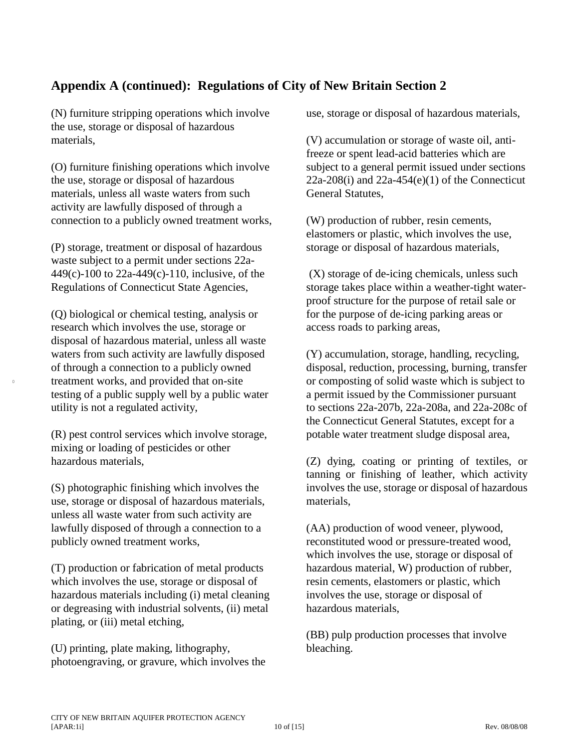## Appendix A (continued): Regulations of City of New Britain Section 2

(N) furniture stripping operations which involve the use, storage or disposal of hazardous materials,

(O) furniture finishing operations which involve the use, storage or disposal of hazardous materials, unless all waste waters from such activity are lawfully disposed of through a connection to a publicly owned treatment works,

(P) storage, treatment or disposal of hazardous waste subject to a permit under sections 22a-449(c)-100 to 22a-449(c)-110, inclusive, of the Regulations of Connecticut State Agencies,

(Q) biological or chemical testing, analysis or research which involves the use, storage or disposal of hazardous material, unless all waste waters from such activity are lawfully disposed of through a connection to a publicly owned treatment works, and provided that on-site testing of a public supply well by a public water utility is not a regulated activity,

(R) pest control services which involve storage, mixing or loading of pesticides or other hazardous materials,

(S) photographic finishing which involves the use, storage or disposal of hazardous materials, unless all waste water from such activity are lawfully disposed of through a connection to a publicly owned treatment works,

(T) production or fabrication of metal products which involves the use, storage or disposal of hazardous materials including (i) metal cleaning or degreasing with industrial solvents, (ii) metal plating, or (iii) metal etching,

(U) printing, plate making, lithography, photoengraving, or gravure, which involves the use, storage or disposal of hazardous materials,

(V) accumulation or storage of waste oil, anti-freeze or spent lead-acid batteries which are subject to a general permit issued under sections 22a-208(i) and 22a-454(e)(1) of the Connecticut General Statutes,

(W) production of rubber, resin cements, elastomers or plastic, which involves the use, storage or disposal of hazardous materials,

(X) storage of de-icing chemicals, unless such storage takes place within a weather-tight water-proof structure for the purpose of retail sale or for the purpose of de-icing parking areas or access roads to parking areas,

(Y) accumulation, storage, handling, recycling, disposal, reduction, processing, burning, transfer or composting of solid waste which is subject to a permit issued by the Commissioner pursuant to sections 22a-207b, 22a-208a, and 22a-208c of the Connecticut General Statutes, except for a potable water treatment sludge disposal area,

(Z) dying, coating or printing of textiles, or tanning or finishing of leather, which activity involves the use, storage or disposal of hazardous materials,

(AA) production of wood veneer, plywood, reconstituted wood or pressure-treated wood, which involves the use, storage or disposal of hazardous material, W) production of rubber, resin cements, elastomers or plastic, which involves the use, storage or disposal of hazardous materials,

(BB) pulp production processes that involve bleaching.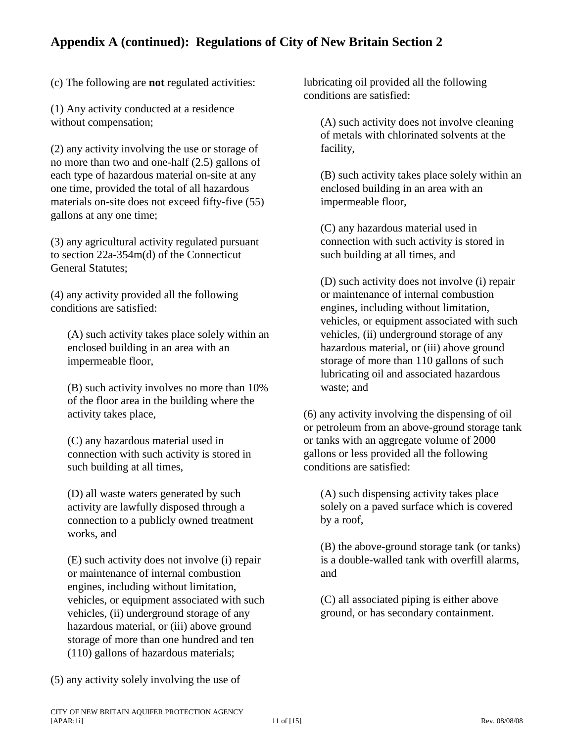## Appendix A (continued): Regulations of City of New Britain Section 2

(c) The following are **not** regulated activities:

(1) Any activity conducted at a residence without compensation;

(2) any activity involving the use or storage of no more than two and one-half (2.5) gallons of each type of hazardous material on-site at any one time, provided the total of all hazardous materials on-site does not exceed fifty-five (55) gallons at any one time;

(3) any agricultural activity regulated pursuant to section 22a-354m(d) of the Connecticut General Statutes;

(4) any activity provided all the following conditions are satisfied:

> (A) such activity takes place solely within an enclosed building in an area with an impermeable floor,
>
> (B) such activity involves no more than 10% of the floor area in the building where the activity takes place,
>
> (C) any hazardous material used in connection with such activity is stored in such building at all times,
>
> (D) all waste waters generated by such activity are lawfully disposed through a connection to a publicly owned treatment works, and
>
> (E) such activity does not involve (i) repair or maintenance of internal combustion engines, including without limitation, vehicles, or equipment associated with such vehicles, (ii) underground storage of any hazardous material, or (iii) above ground storage of more than one hundred and ten (110) gallons of hazardous materials;

(5) any activity solely involving the use of lubricating oil provided all the following conditions are satisfied:

> (A) such activity does not involve cleaning of metals with chlorinated solvents at the facility,
>
> (B) such activity takes place solely within an enclosed building in an area with an impermeable floor,
>
> (C) any hazardous material used in connection with such activity is stored in such building at all times, and
>
> (D) such activity does not involve (i) repair or maintenance of internal combustion engines, including without limitation, vehicles, or equipment associated with such vehicles, (ii) underground storage of any hazardous material, or (iii) above ground storage of more than 110 gallons of such lubricating oil and associated hazardous waste; and

(6) any activity involving the dispensing of oil or petroleum from an above-ground storage tank or tanks with an aggregate volume of 2000 gallons or less provided all the following conditions are satisfied:

> (A) such dispensing activity takes place solely on a paved surface which is covered by a roof,
>
> (B) the above-ground storage tank (or tanks) is a double-walled tank with overfill alarms, and
>
> (C) all associated piping is either above ground, or has secondary containment.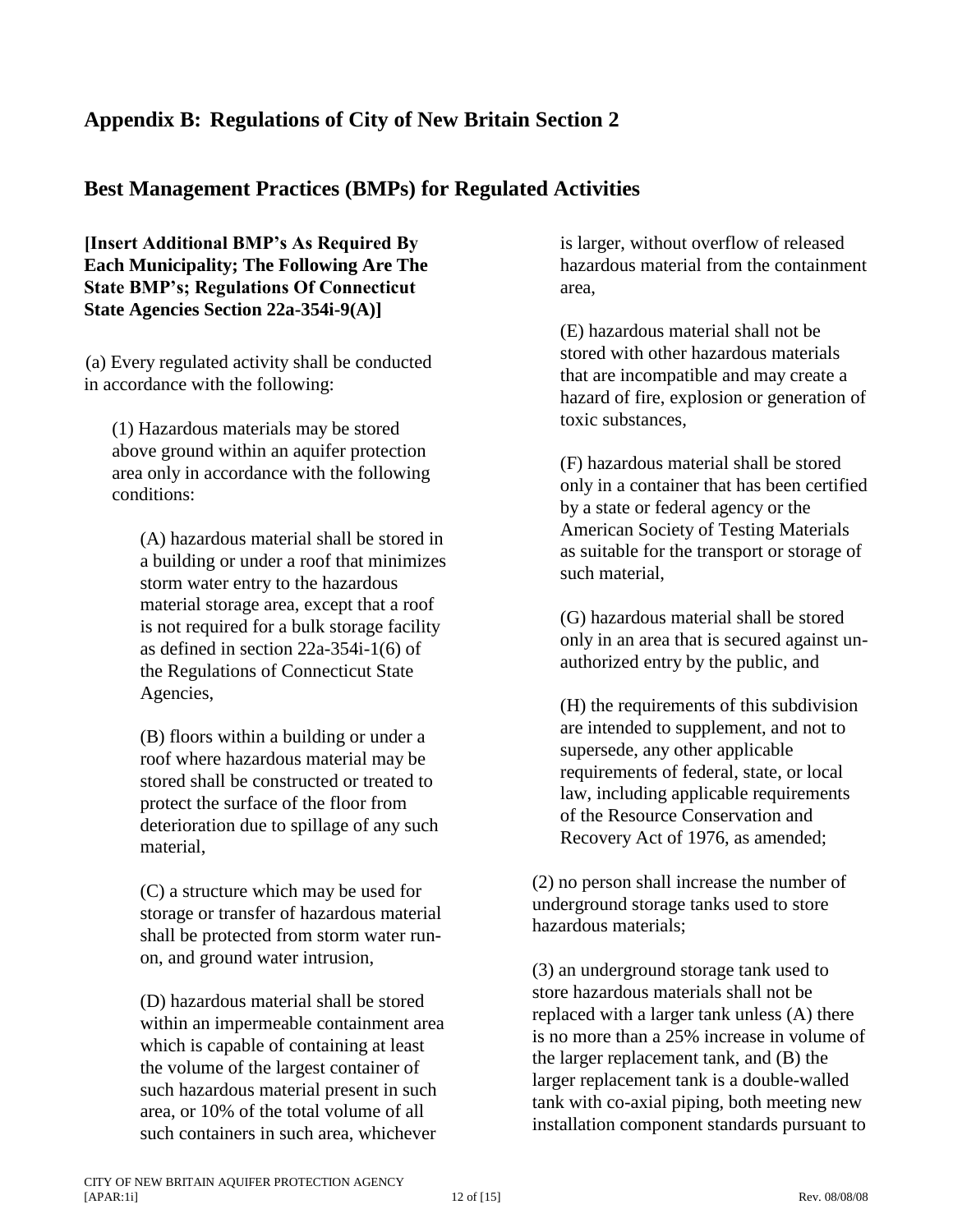## Appendix B: Regulations of City of New Britain Section 2

## Best Management Practices (BMPs) for Regulated Activities

**[Insert Additional BMP's As Required By Each Municipality; The Following Are The State BMP's; Regulations Of Connecticut State Agencies Section 22a-354i-9(A)]**

(a) Every regulated activity shall be conducted in accordance with the following:

(1) Hazardous materials may be stored above ground within an aquifer protection area only in accordance with the following conditions:

(A) hazardous material shall be stored in a building or under a roof that minimizes storm water entry to the hazardous material storage area, except that a roof is not required for a bulk storage facility as defined in section 22a-354i-1(6) of the Regulations of Connecticut State Agencies,

(B) floors within a building or under a roof where hazardous material may be stored shall be constructed or treated to protect the surface of the floor from deterioration due to spillage of any such material,

(C) a structure which may be used for storage or transfer of hazardous material shall be protected from storm water run-on, and ground water intrusion,

(D) hazardous material shall be stored within an impermeable containment area which is capable of containing at least the volume of the largest container of such hazardous material present in such area, or 10% of the total volume of all such containers in such area, whichever is larger, without overflow of released hazardous material from the containment area,

(E) hazardous material shall not be stored with other hazardous materials that are incompatible and may create a hazard of fire, explosion or generation of toxic substances,

(F) hazardous material shall be stored only in a container that has been certified by a state or federal agency or the American Society of Testing Materials as suitable for the transport or storage of such material,

(G) hazardous material shall be stored only in an area that is secured against un-authorized entry by the public, and

(H) the requirements of this subdivision are intended to supplement, and not to supersede, any other applicable requirements of federal, state, or local law, including applicable requirements of the Resource Conservation and Recovery Act of 1976, as amended;

(2) no person shall increase the number of underground storage tanks used to store hazardous materials;

(3) an underground storage tank used to store hazardous materials shall not be replaced with a larger tank unless (A) there is no more than a 25% increase in volume of the larger replacement tank, and (B) the larger replacement tank is a double-walled tank with co-axial piping, both meeting new installation component standards pursuant to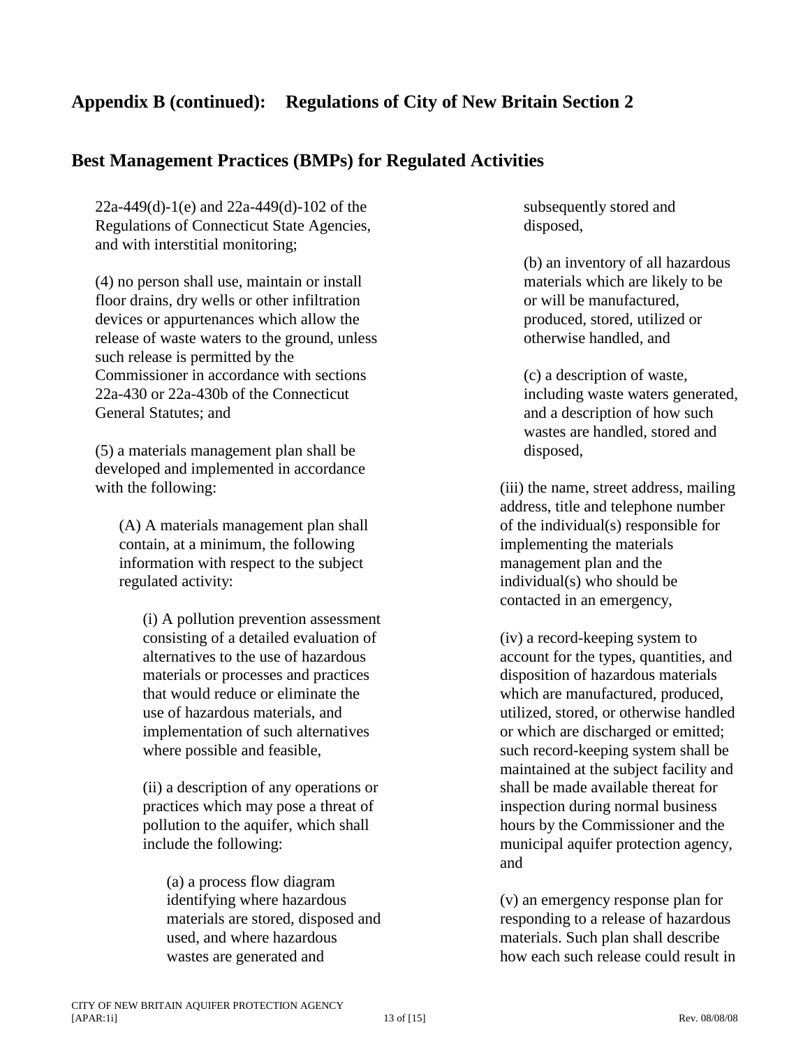## Appendix B (continued): Regulations of City of New Britain Section 2

## Best Management Practices (BMPs) for Regulated Activities

22a-449(d)-1(e) and 22a-449(d)-102 of the Regulations of Connecticut State Agencies, and with interstitial monitoring;

(4) no person shall use, maintain or install floor drains, dry wells or other infiltration devices or appurtenances which allow the release of waste waters to the ground, unless such release is permitted by the Commissioner in accordance with sections 22a-430 or 22a-430b of the Connecticut General Statutes; and

(5) a materials management plan shall be developed and implemented in accordance with the following:

(A) A materials management plan shall contain, at a minimum, the following information with respect to the subject regulated activity:

(i) A pollution prevention assessment consisting of a detailed evaluation of alternatives to the use of hazardous materials or processes and practices that would reduce or eliminate the use of hazardous materials, and implementation of such alternatives where possible and feasible,

(ii) a description of any operations or practices which may pose a threat of pollution to the aquifer, which shall include the following:

(a) a process flow diagram identifying where hazardous materials are stored, disposed and used, and where hazardous wastes are generated and subsequently stored and disposed,

(b) an inventory of all hazardous materials which are likely to be or will be manufactured, produced, stored, utilized or otherwise handled, and

(c) a description of waste, including waste waters generated, and a description of how such wastes are handled, stored and disposed,

(iii) the name, street address, mailing address, title and telephone number of the individual(s) responsible for implementing the materials management plan and the individual(s) who should be contacted in an emergency,

(iv) a record-keeping system to account for the types, quantities, and disposition of hazardous materials which are manufactured, produced, utilized, stored, or otherwise handled or which are discharged or emitted; such record-keeping system shall be maintained at the subject facility and shall be made available thereat for inspection during normal business hours by the Commissioner and the municipal aquifer protection agency, and

(v) an emergency response plan for responding to a release of hazardous materials. Such plan shall describe how each such release could result in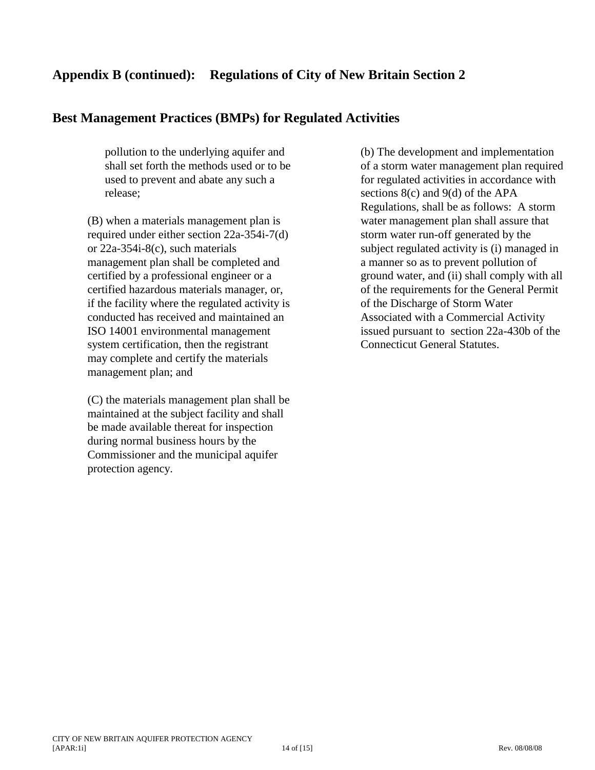## Appendix B (continued): Regulations of City of New Britain Section 2

## Best Management Practices (BMPs) for Regulated Activities

pollution to the underlying aquifer and shall set forth the methods used or to be used to prevent and abate any such a release;

(B) when a materials management plan is required under either section 22a-354i-7(d) or 22a-354i-8(c), such materials management plan shall be completed and certified by a professional engineer or a certified hazardous materials manager, or, if the facility where the regulated activity is conducted has received and maintained an ISO 14001 environmental management system certification, then the registrant may complete and certify the materials management plan; and

(C) the materials management plan shall be maintained at the subject facility and shall be made available thereat for inspection during normal business hours by the Commissioner and the municipal aquifer protection agency.

(b) The development and implementation of a storm water management plan required for regulated activities in accordance with sections 8(c) and 9(d) of the APA Regulations, shall be as follows: A storm water management plan shall assure that storm water run-off generated by the subject regulated activity is (i) managed in a manner so as to prevent pollution of ground water, and (ii) shall comply with all of the requirements for the General Permit of the Discharge of Storm Water Associated with a Commercial Activity issued pursuant to section 22a-430b of the Connecticut General Statutes.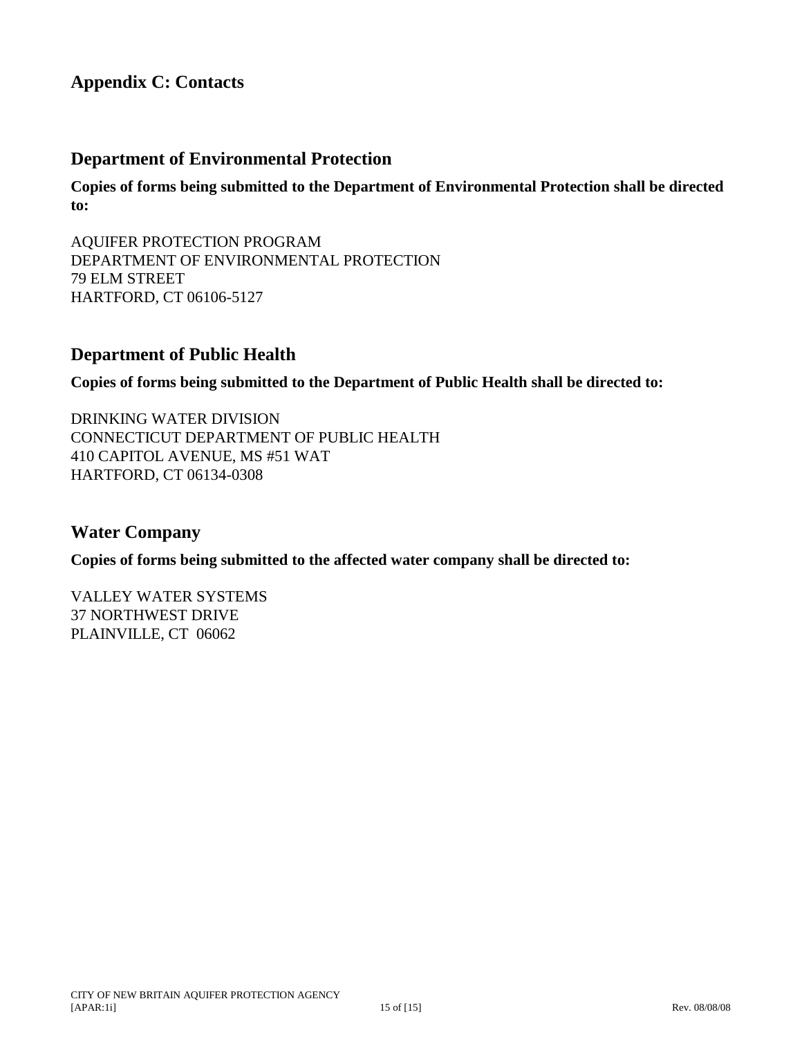## Appendix C: Contacts

### Department of Environmental Protection

**Copies of forms being submitted to the Department of Environmental Protection shall be directed to:**

AQUIFER PROTECTION PROGRAM
DEPARTMENT OF ENVIRONMENTAL PROTECTION
79 ELM STREET
HARTFORD, CT 06106-5127

### Department of Public Health

**Copies of forms being submitted to the Department of Public Health shall be directed to:**

DRINKING WATER DIVISION
CONNECTICUT DEPARTMENT OF PUBLIC HEALTH
410 CAPITOL AVENUE, MS #51 WAT
HARTFORD, CT 06134-0308

### Water Company

**Copies of forms being submitted to the affected water company shall be directed to:**

VALLEY WATER SYSTEMS
37 NORTHWEST DRIVE
PLAINVILLE, CT 06062